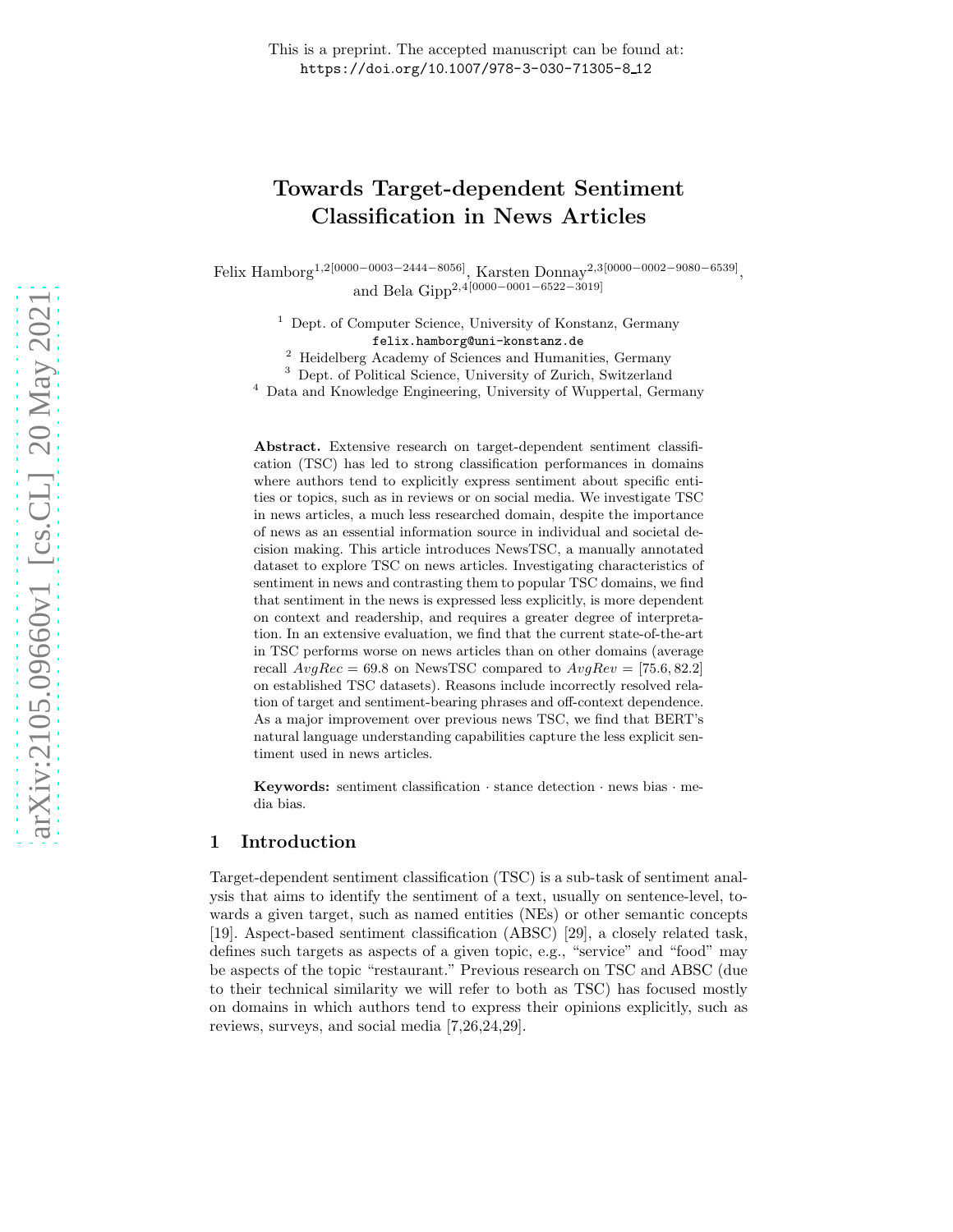This is a preprint. The accepted manuscript can be found at:
https://doi.org/10.1007/978-3-030-71305-8_12

# Towards Target-dependent Sentiment Classification in News Articles

Felix Hamborg[1,2][0000−0003−2444−8056], Karsten Donnay[2,3][0000−0002−9080−6539], and Bela Gipp[2,4][0000−0001−6522−3019]

[1] Dept. of Computer Science, University of Konstanz, Germany
felix.hamborg@uni-konstanz.de
[2] Heidelberg Academy of Sciences and Humanities, Germany
[3] Dept. of Political Science, University of Zurich, Switzerland
[4] Data and Knowledge Engineering, University of Wuppertal, Germany

**Abstract.** Extensive research on target-dependent sentiment classification (TSC) has led to strong classification performances in domains where authors tend to explicitly express sentiment about specific entities or topics, such as in reviews or on social media. We investigate TSC in news articles, a much less researched domain, despite the importance of news as an essential information source in individual and societal decision making. This article introduces NewsTSC, a manually annotated dataset to explore TSC on news articles. Investigating characteristics of sentiment in news and contrasting them to popular TSC domains, we find that sentiment in the news is expressed less explicitly, is more dependent on context and readership, and requires a greater degree of interpretation. In an extensive evaluation, we find that the current state-of-the-art in TSC performs worse on news articles than on other domains (average recall $AvgRec = 69.8$ on NewsTSC compared to $AvgRev = [75.6, 82.2]$ on established TSC datasets). Reasons include incorrectly resolved relation of target and sentiment-bearing phrases and off-context dependence. As a major improvement over previous news TSC, we find that BERT's natural language understanding capabilities capture the less explicit sentiment used in news articles.

**Keywords:** sentiment classification · stance detection · news bias · media bias.

## 1 Introduction

Target-dependent sentiment classification (TSC) is a sub-task of sentiment analysis that aims to identify the sentiment of a text, usually on sentence-level, towards a given target, such as named entities (NEs) or other semantic concepts [19]. Aspect-based sentiment classification (ABSC) [29], a closely related task, defines such targets as aspects of a given topic, e.g., "service" and "food" may be aspects of the topic "restaurant." Previous research on TSC and ABSC (due to their technical similarity we will refer to both as TSC) has focused mostly on domains in which authors tend to express their opinions explicitly, such as reviews, surveys, and social media [7,26,24,29].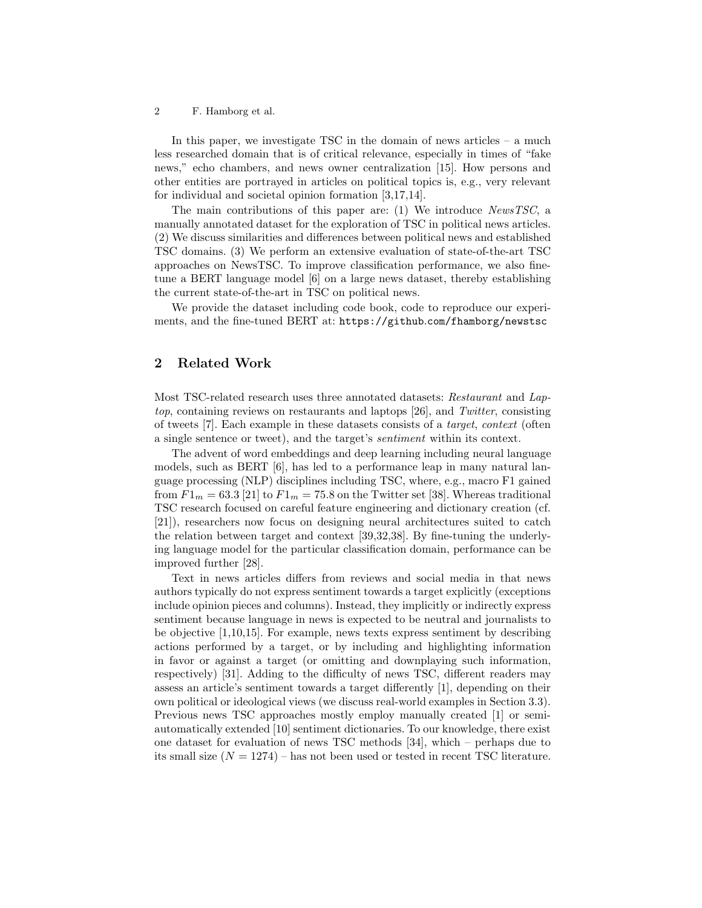In this paper, we investigate TSC in the domain of news articles – a much less researched domain that is of critical relevance, especially in times of "fake news," echo chambers, and news owner centralization [15]. How persons and other entities are portrayed in articles on political topics is, e.g., very relevant for individual and societal opinion formation [3,17,14].

The main contributions of this paper are: (1) We introduce *NewsTSC*, a manually annotated dataset for the exploration of TSC in political news articles. (2) We discuss similarities and differences between political news and established TSC domains. (3) We perform an extensive evaluation of state-of-the-art TSC approaches on NewsTSC. To improve classification performance, we also fine-tune a BERT language model [6] on a large news dataset, thereby establishing the current state-of-the-art in TSC on political news.

We provide the dataset including code book, code to reproduce our experiments, and the fine-tuned BERT at: `https://github.com/fhamborg/newstsc`

## 2 Related Work

Most TSC-related research uses three annotated datasets: *Restaurant* and *Laptop*, containing reviews on restaurants and laptops [26], and *Twitter*, consisting of tweets [7]. Each example in these datasets consists of a *target*, *context* (often a single sentence or tweet), and the target's *sentiment* within its context.

The advent of word embeddings and deep learning including neural language models, such as BERT [6], has led to a performance leap in many natural language processing (NLP) disciplines including TSC, where, e.g., macro F1 gained from $F1_m = 63.3$ [21] to $F1_m = 75.8$ on the Twitter set [38]. Whereas traditional TSC research focused on careful feature engineering and dictionary creation (cf. [21]), researchers now focus on designing neural architectures suited to catch the relation between target and context [39,32,38]. By fine-tuning the underlying language model for the particular classification domain, performance can be improved further [28].

Text in news articles differs from reviews and social media in that news authors typically do not express sentiment towards a target explicitly (exceptions include opinion pieces and columns). Instead, they implicitly or indirectly express sentiment because language in news is expected to be neutral and journalists to be objective [1,10,15]. For example, news texts express sentiment by describing actions performed by a target, or by including and highlighting information in favor or against a target (or omitting and downplaying such information, respectively) [31]. Adding to the difficulty of news TSC, different readers may assess an article's sentiment towards a target differently [1], depending on their own political or ideological views (we discuss real-world examples in Section 3.3). Previous news TSC approaches mostly employ manually created [1] or semi-automatically extended [10] sentiment dictionaries. To our knowledge, there exist one dataset for evaluation of news TSC methods [34], which – perhaps due to its small size ($N = 1274$) – has not been used or tested in recent TSC literature.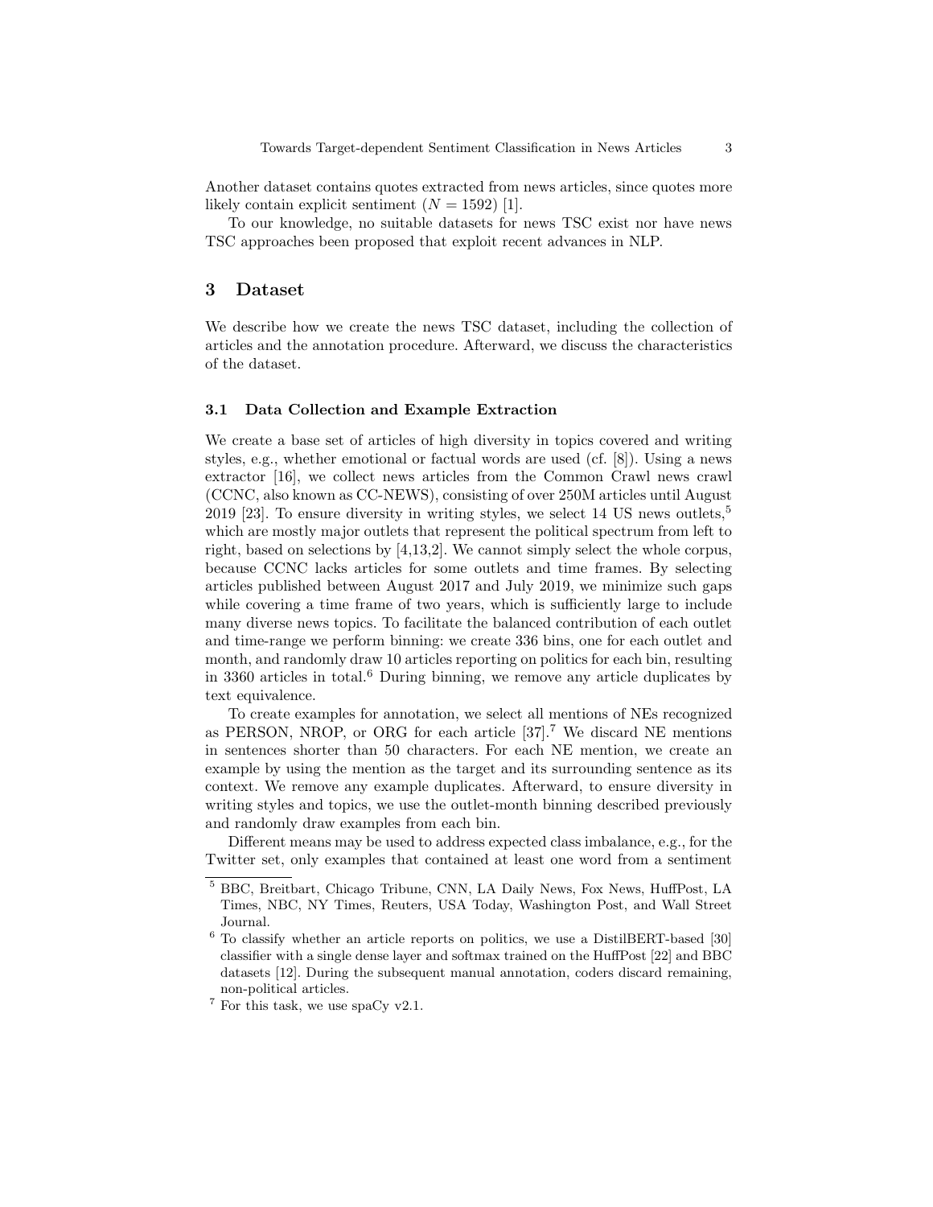Another dataset contains quotes extracted from news articles, since quotes more likely contain explicit sentiment ($N = 1592$) [1].

To our knowledge, no suitable datasets for news TSC exist nor have news TSC approaches been proposed that exploit recent advances in NLP.

## 3 Dataset

We describe how we create the news TSC dataset, including the collection of articles and the annotation procedure. Afterward, we discuss the characteristics of the dataset.

### 3.1 Data Collection and Example Extraction

We create a base set of articles of high diversity in topics covered and writing styles, e.g., whether emotional or factual words are used (cf. [8]). Using a news extractor [16], we collect news articles from the Common Crawl news crawl (CCNC, also known as CC-NEWS), consisting of over 250M articles until August 2019 [23]. To ensure diversity in writing styles, we select 14 US news outlets,[5] which are mostly major outlets that represent the political spectrum from left to right, based on selections by [4,13,2]. We cannot simply select the whole corpus, because CCNC lacks articles for some outlets and time frames. By selecting articles published between August 2017 and July 2019, we minimize such gaps while covering a time frame of two years, which is sufficiently large to include many diverse news topics. To facilitate the balanced contribution of each outlet and time-range we perform binning: we create 336 bins, one for each outlet and month, and randomly draw 10 articles reporting on politics for each bin, resulting in 3360 articles in total.[6] During binning, we remove any article duplicates by text equivalence.

To create examples for annotation, we select all mentions of NEs recognized as PERSON, NROP, or ORG for each article [37].[7] We discard NE mentions in sentences shorter than 50 characters. For each NE mention, we create an example by using the mention as the target and its surrounding sentence as its context. We remove any example duplicates. Afterward, to ensure diversity in writing styles and topics, we use the outlet-month binning described previously and randomly draw examples from each bin.

Different means may be used to address expected class imbalance, e.g., for the Twitter set, only examples that contained at least one word from a sentiment

---

[5] BBC, Breitbart, Chicago Tribune, CNN, LA Daily News, Fox News, HuffPost, LA Times, NBC, NY Times, Reuters, USA Today, Washington Post, and Wall Street Journal.

[6] To classify whether an article reports on politics, we use a DistilBERT-based [30] classifier with a single dense layer and softmax trained on the HuffPost [22] and BBC datasets [12]. During the subsequent manual annotation, coders discard remaining, non-political articles.

[7] For this task, we use spaCy v2.1.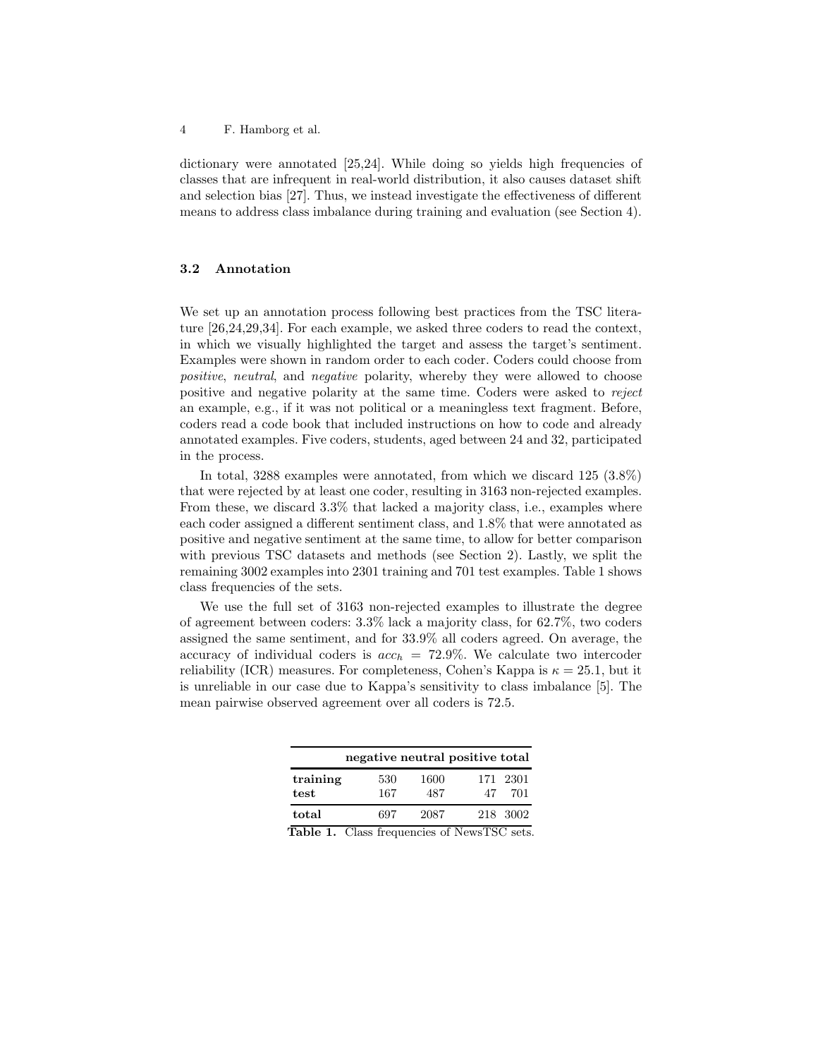dictionary were annotated [25,24]. While doing so yields high frequencies of classes that are infrequent in real-world distribution, it also causes dataset shift and selection bias [27]. Thus, we instead investigate the effectiveness of different means to address class imbalance during training and evaluation (see Section 4).

### 3.2 Annotation

We set up an annotation process following best practices from the TSC literature [26,24,29,34]. For each example, we asked three coders to read the context, in which we visually highlighted the target and assess the target's sentiment. Examples were shown in random order to each coder. Coders could choose from *positive*, *neutral*, and *negative* polarity, whereby they were allowed to choose positive and negative polarity at the same time. Coders were asked to *reject* an example, e.g., if it was not political or a meaningless text fragment. Before, coders read a code book that included instructions on how to code and already annotated examples. Five coders, students, aged between 24 and 32, participated in the process.

In total, 3288 examples were annotated, from which we discard 125 (3.8%) that were rejected by at least one coder, resulting in 3163 non-rejected examples. From these, we discard 3.3% that lacked a majority class, i.e., examples where each coder assigned a different sentiment class, and 1.8% that were annotated as positive and negative sentiment at the same time, to allow for better comparison with previous TSC datasets and methods (see Section 2). Lastly, we split the remaining 3002 examples into 2301 training and 701 test examples. Table 1 shows class frequencies of the sets.

We use the full set of 3163 non-rejected examples to illustrate the degree of agreement between coders: 3.3% lack a majority class, for 62.7%, two coders assigned the same sentiment, and for 33.9% all coders agreed. On average, the accuracy of individual coders is $acc_h = 72.9\%$. We calculate two intercoder reliability (ICR) measures. For completeness, Cohen's Kappa is $\kappa = 25.1$, but it is unreliable in our case due to Kappa's sensitivity to class imbalance [5]. The mean pairwise observed agreement over all coders is 72.5.

| | **negative** | **neutral** | **positive** | **total** |
|---|---|---|---|---|
| **training** | 530 | 1600 | 171 | 2301 |
| **test** | 167 | 487 | 47 | 701 |
| **total** | 697 | 2087 | 218 | 3002 |

**Table 1.** Class frequencies of NewsTSC sets.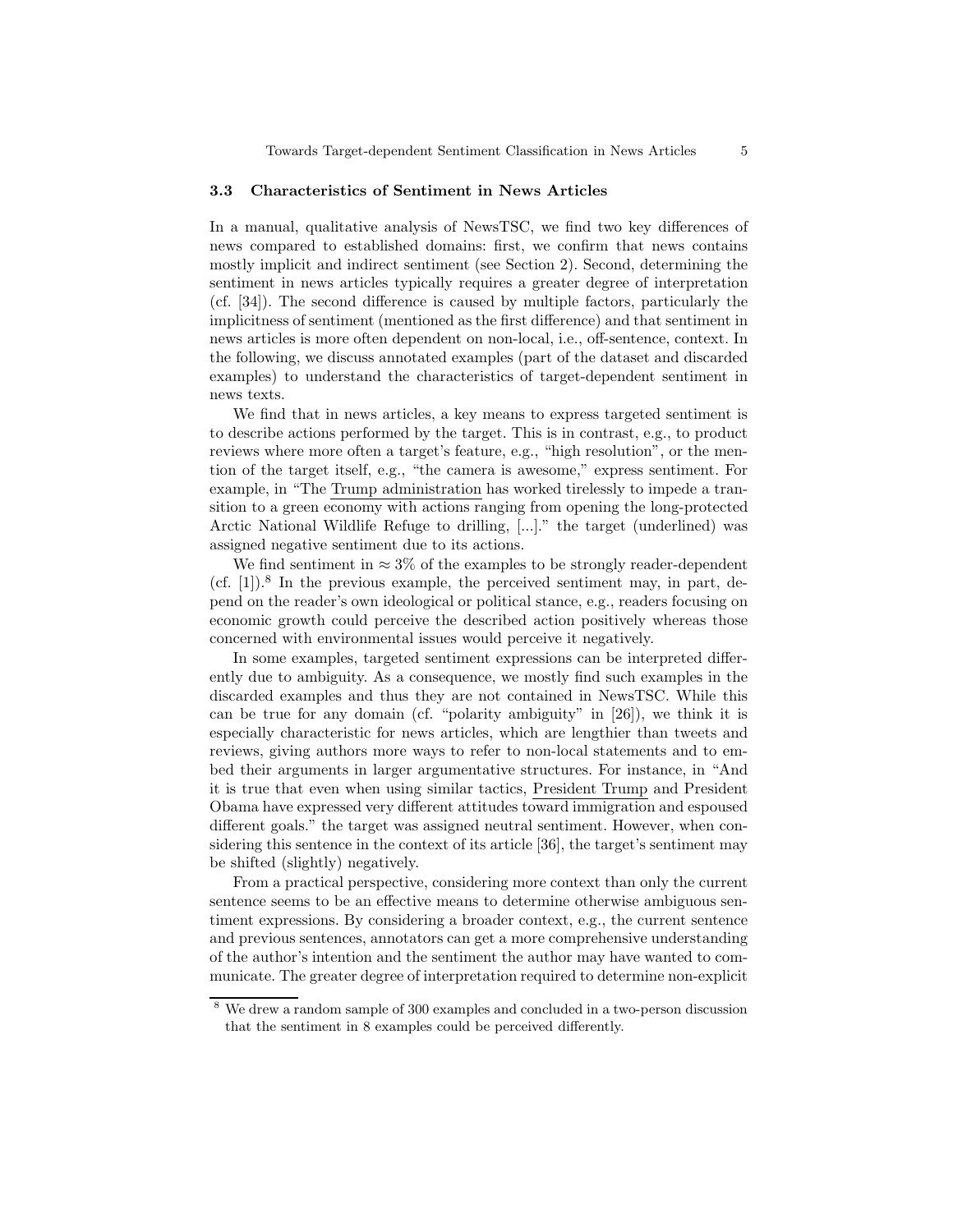### 3.3 Characteristics of Sentiment in News Articles

In a manual, qualitative analysis of NewsTSC, we find two key differences of news compared to established domains: first, we confirm that news contains mostly implicit and indirect sentiment (see Section 2). Second, determining the sentiment in news articles typically requires a greater degree of interpretation (cf. [34]). The second difference is caused by multiple factors, particularly the implicitness of sentiment (mentioned as the first difference) and that sentiment in news articles is more often dependent on non-local, i.e., off-sentence, context. In the following, we discuss annotated examples (part of the dataset and discarded examples) to understand the characteristics of target-dependent sentiment in news texts.

We find that in news articles, a key means to express targeted sentiment is to describe actions performed by the target. This is in contrast, e.g., to product reviews where more often a target's feature, e.g., "high resolution", or the mention of the target itself, e.g., "the camera is awesome," express sentiment. For example, in "The Trump administration has worked tirelessly to impede a transition to a green economy with actions ranging from opening the long-protected Arctic National Wildlife Refuge to drilling, [...]." the target (underlined) was assigned negative sentiment due to its actions.

We find sentiment in $\approx 3\%$ of the examples to be strongly reader-dependent (cf. [1]).[8] In the previous example, the perceived sentiment may, in part, depend on the reader's own ideological or political stance, e.g., readers focusing on economic growth could perceive the described action positively whereas those concerned with environmental issues would perceive it negatively.

In some examples, targeted sentiment expressions can be interpreted differently due to ambiguity. As a consequence, we mostly find such examples in the discarded examples and thus they are not contained in NewsTSC. While this can be true for any domain (cf. "polarity ambiguity" in [26]), we think it is especially characteristic for news articles, which are lengthier than tweets and reviews, giving authors more ways to refer to non-local statements and to embed their arguments in larger argumentative structures. For instance, in "And it is true that even when using similar tactics, President Trump and President Obama have expressed very different attitudes toward immigration and espoused different goals." the target was assigned neutral sentiment. However, when considering this sentence in the context of its article [36], the target's sentiment may be shifted (slightly) negatively.

From a practical perspective, considering more context than only the current sentence seems to be an effective means to determine otherwise ambiguous sentiment expressions. By considering a broader context, e.g., the current sentence and previous sentences, annotators can get a more comprehensive understanding of the author's intention and the sentiment the author may have wanted to communicate. The greater degree of interpretation required to determine non-explicit

[8] We drew a random sample of 300 examples and concluded in a two-person discussion that the sentiment in 8 examples could be perceived differently.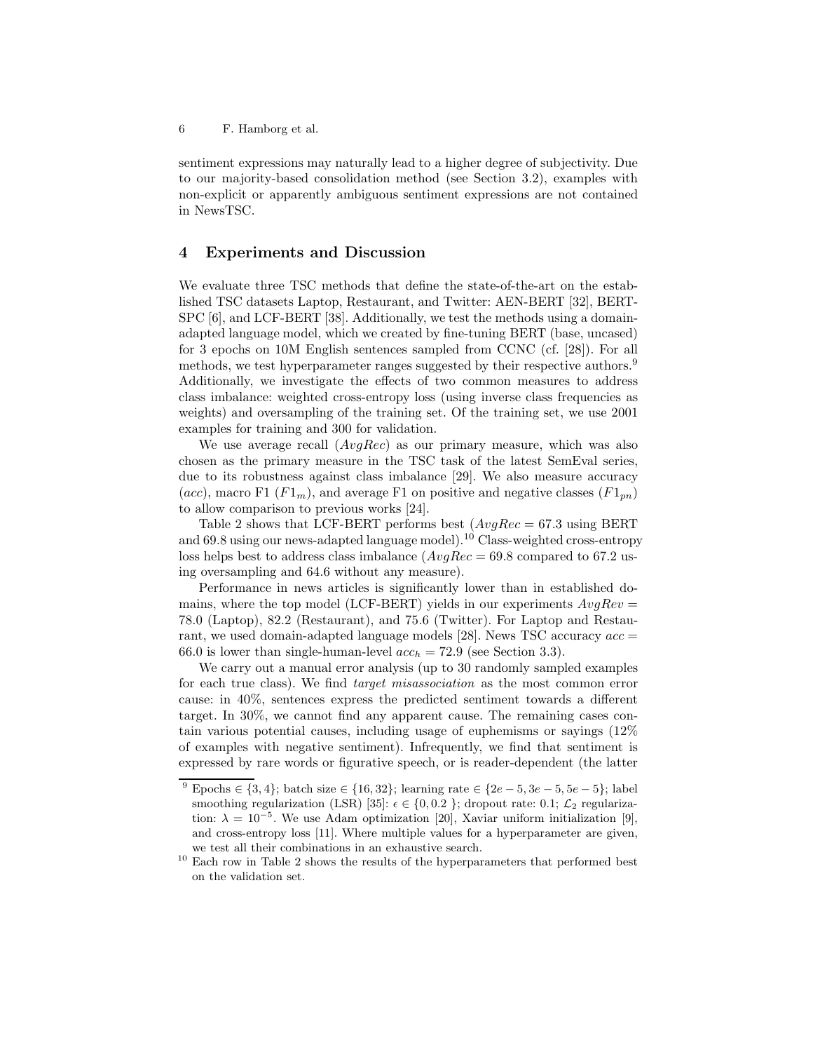sentiment expressions may naturally lead to a higher degree of subjectivity. Due to our majority-based consolidation method (see Section 3.2), examples with non-explicit or apparently ambiguous sentiment expressions are not contained in NewsTSC.

## 4 Experiments and Discussion

We evaluate three TSC methods that define the state-of-the-art on the established TSC datasets Laptop, Restaurant, and Twitter: AEN-BERT [32], BERT-SPC [6], and LCF-BERT [38]. Additionally, we test the methods using a domain-adapted language model, which we created by fine-tuning BERT (base, uncased) for 3 epochs on 10M English sentences sampled from CCNC (cf. [28]). For all methods, we test hyperparameter ranges suggested by their respective authors.[9] Additionally, we investigate the effects of two common measures to address class imbalance: weighted cross-entropy loss (using inverse class frequencies as weights) and oversampling of the training set. Of the training set, we use 2001 examples for training and 300 for validation.

We use average recall ($AvgRec$) as our primary measure, which was also chosen as the primary measure in the TSC task of the latest SemEval series, due to its robustness against class imbalance [29]. We also measure accuracy ($acc$), macro F1 ($F1_m$), and average F1 on positive and negative classes ($F1_{pn}$) to allow comparison to previous works [24].

Table 2 shows that LCF-BERT performs best ($AvgRec = 67.3$ using BERT and 69.8 using our news-adapted language model).[10] Class-weighted cross-entropy loss helps best to address class imbalance ($AvgRec = 69.8$ compared to 67.2 using oversampling and 64.6 without any measure).

Performance in news articles is significantly lower than in established domains, where the top model (LCF-BERT) yields in our experiments $AvgRev = 78.0$ (Laptop), 82.2 (Restaurant), and 75.6 (Twitter). For Laptop and Restaurant, we used domain-adapted language models [28]. News TSC accuracy $acc = 66.0$ is lower than single-human-level $acc_h = 72.9$ (see Section 3.3).

We carry out a manual error analysis (up to 30 randomly sampled examples for each true class). We find *target misassociation* as the most common error cause: in 40%, sentences express the predicted sentiment towards a different target. In 30%, we cannot find any apparent cause. The remaining cases contain various potential causes, including usage of euphemisms or sayings (12% of examples with negative sentiment). Infrequently, we find that sentiment is expressed by rare words or figurative speech, or is reader-dependent (the latter

---

[9] Epochs $\in \{3, 4\}$; batch size $\in \{16, 32\}$; learning rate $\in \{2e-5, 3e-5, 5e-5\}$; label smoothing regularization (LSR) [35]: $\epsilon \in \{0, 0.2\}$; dropout rate: 0.1; $\mathcal{L}_2$ regularization: $\lambda = 10^{-5}$. We use Adam optimization [20], Xaviar uniform initialization [9], and cross-entropy loss [11]. Where multiple values for a hyperparameter are given, we test all their combinations in an exhaustive search.

[10] Each row in Table 2 shows the results of the hyperparameters that performed best on the validation set.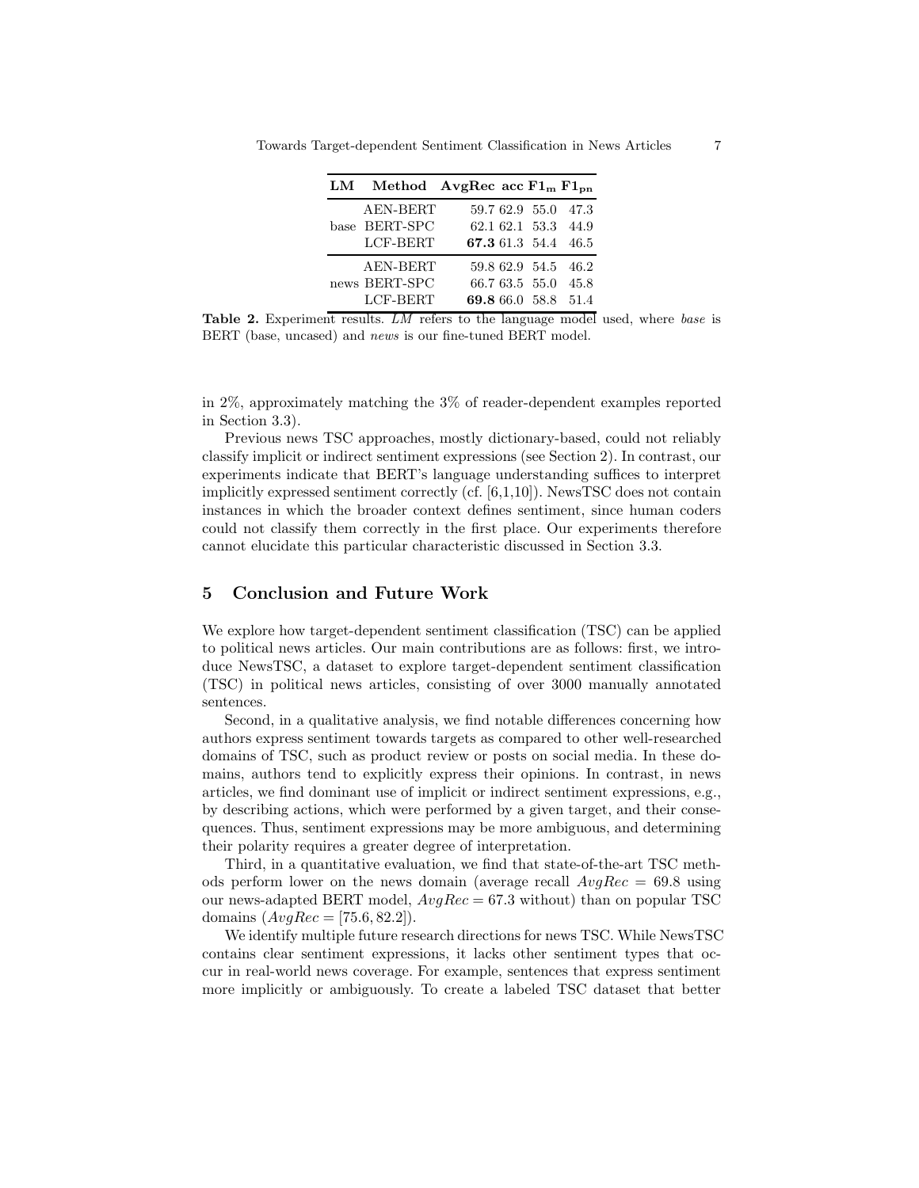| LM | Method | AvgRec | acc | $\mathbf{F1_m}$ | $\mathbf{F1_{pn}}$ |
|---|---|---|---|---|---|
| base | AEN-BERT | 59.7 | 62.9 | 55.0 | 47.3 |
| | BERT-SPC | 62.1 | 62.1 | 53.3 | 44.9 |
| | LCF-BERT | **67.3** | 61.3 | 54.4 | 46.5 |
| news | AEN-BERT | 59.8 | 62.9 | 54.5 | 46.2 |
| | BERT-SPC | 66.7 | 63.5 | 55.0 | 45.8 |
| | LCF-BERT | **69.8** | 66.0 | 58.8 | 51.4 |

**Table 2.** Experiment results. *LM* refers to the language model used, where *base* is BERT (base, uncased) and *news* is our fine-tuned BERT model.

in 2%, approximately matching the 3% of reader-dependent examples reported in Section 3.3).

Previous news TSC approaches, mostly dictionary-based, could not reliably classify implicit or indirect sentiment expressions (see Section 2). In contrast, our experiments indicate that BERT's language understanding suffices to interpret implicitly expressed sentiment correctly (cf. [6,1,10]). NewsTSC does not contain instances in which the broader context defines sentiment, since human coders could not classify them correctly in the first place. Our experiments therefore cannot elucidate this particular characteristic discussed in Section 3.3.

## 5 Conclusion and Future Work

We explore how target-dependent sentiment classification (TSC) can be applied to political news articles. Our main contributions are as follows: first, we introduce NewsTSC, a dataset to explore target-dependent sentiment classification (TSC) in political news articles, consisting of over 3000 manually annotated sentences.

Second, in a qualitative analysis, we find notable differences concerning how authors express sentiment towards targets as compared to other well-researched domains of TSC, such as product review or posts on social media. In these domains, authors tend to explicitly express their opinions. In contrast, in news articles, we find dominant use of implicit or indirect sentiment expressions, e.g., by describing actions, which were performed by a given target, and their consequences. Thus, sentiment expressions may be more ambiguous, and determining their polarity requires a greater degree of interpretation.

Third, in a quantitative evaluation, we find that state-of-the-art TSC methods perform lower on the news domain (average recall $AvgRec = 69.8$ using our news-adapted BERT model, $AvgRec = 67.3$ without) than on popular TSC domains ($AvgRec = [75.6, 82.2]$).

We identify multiple future research directions for news TSC. While NewsTSC contains clear sentiment expressions, it lacks other sentiment types that occur in real-world news coverage. For example, sentences that express sentiment more implicitly or ambiguously. To create a labeled TSC dataset that better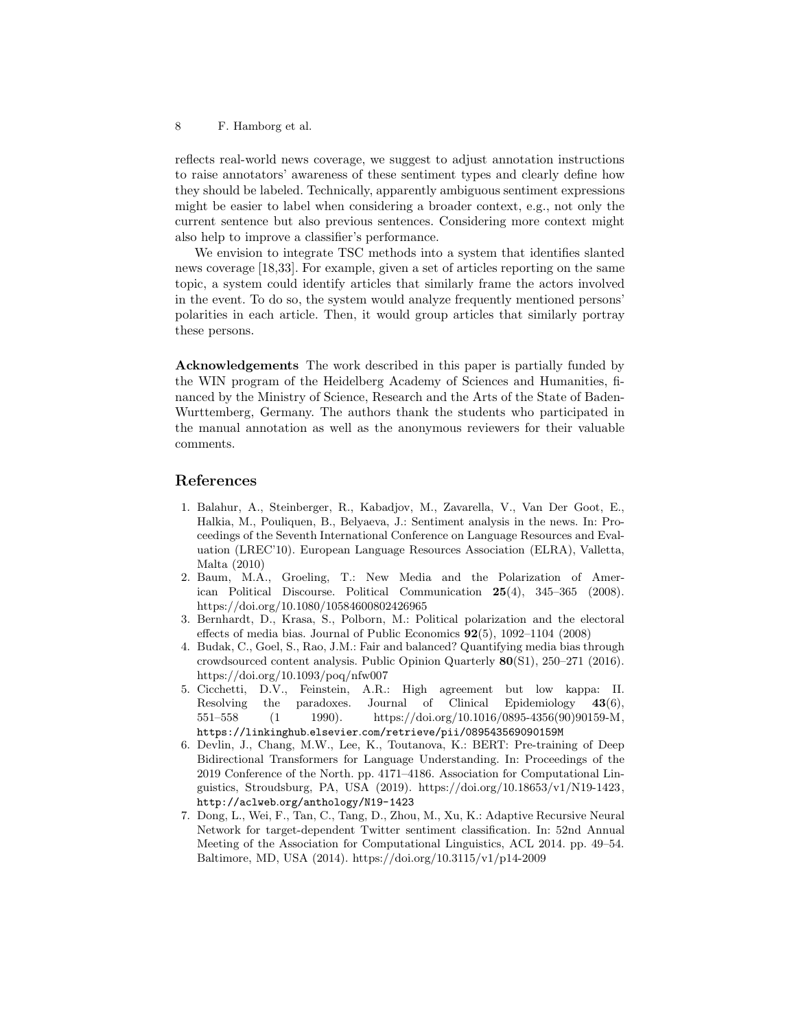reflects real-world news coverage, we suggest to adjust annotation instructions to raise annotators' awareness of these sentiment types and clearly define how they should be labeled. Technically, apparently ambiguous sentiment expressions might be easier to label when considering a broader context, e.g., not only the current sentence but also previous sentences. Considering more context might also help to improve a classifier's performance.

We envision to integrate TSC methods into a system that identifies slanted news coverage [18,33]. For example, given a set of articles reporting on the same topic, a system could identify articles that similarly frame the actors involved in the event. To do so, the system would analyze frequently mentioned persons' polarities in each article. Then, it would group articles that similarly portray these persons.

**Acknowledgements** The work described in this paper is partially funded by the WIN program of the Heidelberg Academy of Sciences and Humanities, financed by the Ministry of Science, Research and the Arts of the State of Baden-Wurttemberg, Germany. The authors thank the students who participated in the manual annotation as well as the anonymous reviewers for their valuable comments.

## References

1. Balahur, A., Steinberger, R., Kabadjov, M., Zavarella, V., Van Der Goot, E., Halkia, M., Pouliquen, B., Belyaeva, J.: Sentiment analysis in the news. In: Proceedings of the Seventh International Conference on Language Resources and Evaluation (LREC'10). European Language Resources Association (ELRA), Valletta, Malta (2010)
2. Baum, M.A., Groeling, T.: New Media and the Polarization of American Political Discourse. Political Communication **25**(4), 345–365 (2008). https://doi.org/10.1080/10584600802426965
3. Bernhardt, D., Krasa, S., Polborn, M.: Political polarization and the electoral effects of media bias. Journal of Public Economics **92**(5), 1092–1104 (2008)
4. Budak, C., Goel, S., Rao, J.M.: Fair and balanced? Quantifying media bias through crowdsourced content analysis. Public Opinion Quarterly **80**(S1), 250–271 (2016). https://doi.org/10.1093/poq/nfw007
5. Cicchetti, D.V., Feinstein, A.R.: High agreement but low kappa: II. Resolving the paradoxes. Journal of Clinical Epidemiology **43**(6), 551–558 (1 1990). https://doi.org/10.1016/0895-4356(90)90159-M, https://linkinghub.elsevier.com/retrieve/pii/089543569090159M
6. Devlin, J., Chang, M.W., Lee, K., Toutanova, K.: BERT: Pre-training of Deep Bidirectional Transformers for Language Understanding. In: Proceedings of the 2019 Conference of the North. pp. 4171–4186. Association for Computational Linguistics, Stroudsburg, PA, USA (2019). https://doi.org/10.18653/v1/N19-1423, http://aclweb.org/anthology/N19-1423
7. Dong, L., Wei, F., Tan, C., Tang, D., Zhou, M., Xu, K.: Adaptive Recursive Neural Network for target-dependent Twitter sentiment classification. In: 52nd Annual Meeting of the Association for Computational Linguistics, ACL 2014. pp. 49–54. Baltimore, MD, USA (2014). https://doi.org/10.3115/v1/p14-2009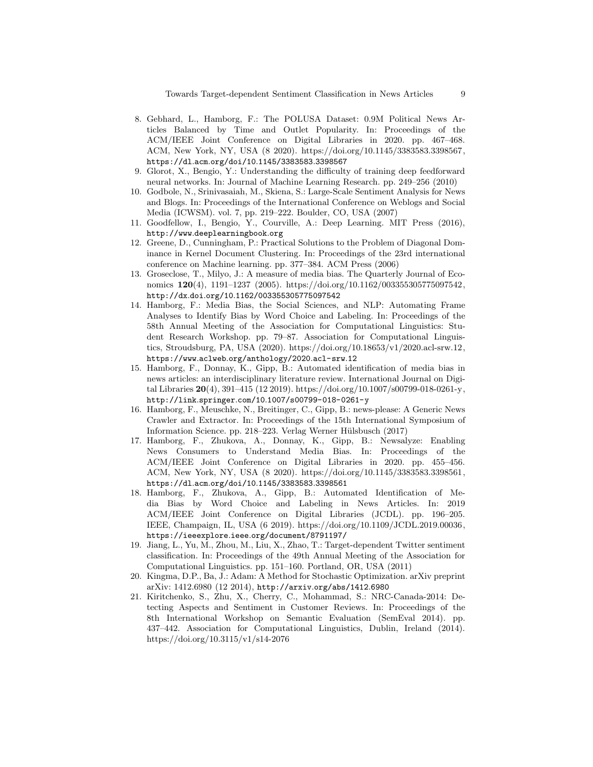8. Gebhard, L., Hamborg, F.: The POLUSA Dataset: 0.9M Political News Articles Balanced by Time and Outlet Popularity. In: Proceedings of the ACM/IEEE Joint Conference on Digital Libraries in 2020. pp. 467–468. ACM, New York, NY, USA (8 2020). https://doi.org/10.1145/3383583.3398567, `https://dl.acm.org/doi/10.1145/3383583.3398567`
9. Glorot, X., Bengio, Y.: Understanding the difficulty of training deep feedforward neural networks. In: Journal of Machine Learning Research. pp. 249–256 (2010)
10. Godbole, N., Srinivasaiah, M., Skiena, S.: Large-Scale Sentiment Analysis for News and Blogs. In: Proceedings of the International Conference on Weblogs and Social Media (ICWSM). vol. 7, pp. 219–222. Boulder, CO, USA (2007)
11. Goodfellow, I., Bengio, Y., Courville, A.: Deep Learning. MIT Press (2016), `http://www.deeplearningbook.org`
12. Greene, D., Cunningham, P.: Practical Solutions to the Problem of Diagonal Dominance in Kernel Document Clustering. In: Proceedings of the 23rd international conference on Machine learning. pp. 377–384. ACM Press (2006)
13. Groseclose, T., Milyo, J.: A measure of media bias. The Quarterly Journal of Economics **120**(4), 1191–1237 (2005). https://doi.org/10.1162/003355305775097542, `http://dx.doi.org/10.1162/003355305775097542`
14. Hamborg, F.: Media Bias, the Social Sciences, and NLP: Automating Frame Analyses to Identify Bias by Word Choice and Labeling. In: Proceedings of the 58th Annual Meeting of the Association for Computational Linguistics: Student Research Workshop. pp. 79–87. Association for Computational Linguistics, Stroudsburg, PA, USA (2020). https://doi.org/10.18653/v1/2020.acl-srw.12, `https://www.aclweb.org/anthology/2020.acl-srw.12`
15. Hamborg, F., Donnay, K., Gipp, B.: Automated identification of media bias in news articles: an interdisciplinary literature review. International Journal on Digital Libraries **20**(4), 391–415 (12 2019). https://doi.org/10.1007/s00799-018-0261-y, `http://link.springer.com/10.1007/s00799-018-0261-y`
16. Hamborg, F., Meuschke, N., Breitinger, C., Gipp, B.: news-please: A Generic News Crawler and Extractor. In: Proceedings of the 15th International Symposium of Information Science. pp. 218–223. Verlag Werner Hülsbusch (2017)
17. Hamborg, F., Zhukova, A., Donnay, K., Gipp, B.: Newsalyze: Enabling News Consumers to Understand Media Bias. In: Proceedings of the ACM/IEEE Joint Conference on Digital Libraries in 2020. pp. 455–456. ACM, New York, NY, USA (8 2020). https://doi.org/10.1145/3383583.3398561, `https://dl.acm.org/doi/10.1145/3383583.3398561`
18. Hamborg, F., Zhukova, A., Gipp, B.: Automated Identification of Media Bias by Word Choice and Labeling in News Articles. In: 2019 ACM/IEEE Joint Conference on Digital Libraries (JCDL). pp. 196–205. IEEE, Champaign, IL, USA (6 2019). https://doi.org/10.1109/JCDL.2019.00036, `https://ieeexplore.ieee.org/document/8791197/`
19. Jiang, L., Yu, M., Zhou, M., Liu, X., Zhao, T.: Target-dependent Twitter sentiment classification. In: Proceedings of the 49th Annual Meeting of the Association for Computational Linguistics. pp. 151–160. Portland, OR, USA (2011)
20. Kingma, D.P., Ba, J.: Adam: A Method for Stochastic Optimization. arXiv preprint arXiv: 1412.6980 (12 2014), `http://arxiv.org/abs/1412.6980`
21. Kiritchenko, S., Zhu, X., Cherry, C., Mohammad, S.: NRC-Canada-2014: Detecting Aspects and Sentiment in Customer Reviews. In: Proceedings of the 8th International Workshop on Semantic Evaluation (SemEval 2014). pp. 437–442. Association for Computational Linguistics, Dublin, Ireland (2014). https://doi.org/10.3115/v1/s14-2076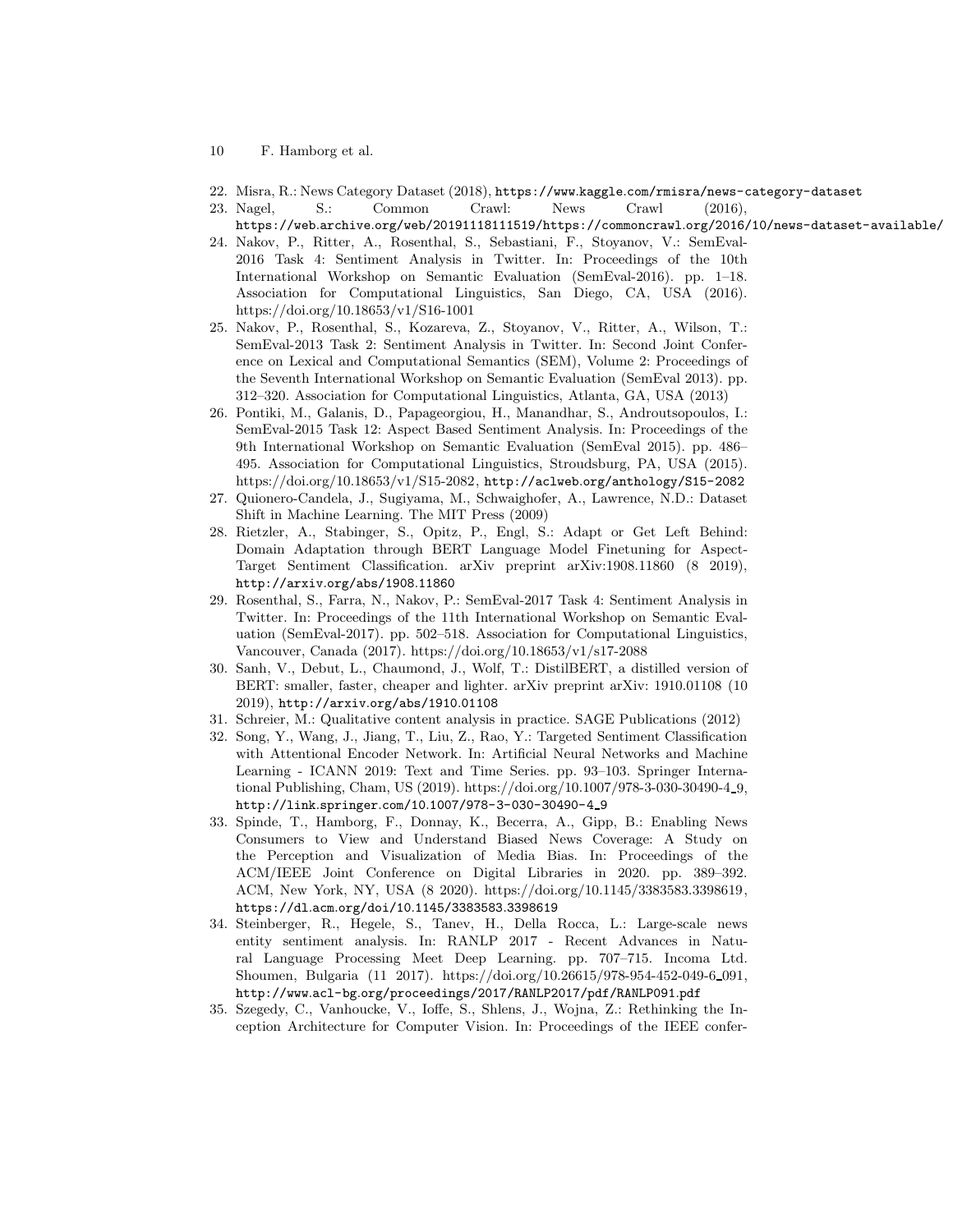22. Misra, R.: News Category Dataset (2018), https://www.kaggle.com/rmisra/news-category-dataset
23. Nagel, S.: Common Crawl: News Crawl (2016), https://web.archive.org/web/20191118111519/https://commoncrawl.org/2016/10/news-dataset-available/
24. Nakov, P., Ritter, A., Rosenthal, S., Sebastiani, F., Stoyanov, V.: SemEval-2016 Task 4: Sentiment Analysis in Twitter. In: Proceedings of the 10th International Workshop on Semantic Evaluation (SemEval-2016). pp. 1–18. Association for Computational Linguistics, San Diego, CA, USA (2016). https://doi.org/10.18653/v1/S16-1001
25. Nakov, P., Rosenthal, S., Kozareva, Z., Stoyanov, V., Ritter, A., Wilson, T.: SemEval-2013 Task 2: Sentiment Analysis in Twitter. In: Second Joint Conference on Lexical and Computational Semantics (SEM), Volume 2: Proceedings of the Seventh International Workshop on Semantic Evaluation (SemEval 2013). pp. 312–320. Association for Computational Linguistics, Atlanta, GA, USA (2013)
26. Pontiki, M., Galanis, D., Papageorgiou, H., Manandhar, S., Androutsopoulos, I.: SemEval-2015 Task 12: Aspect Based Sentiment Analysis. In: Proceedings of the 9th International Workshop on Semantic Evaluation (SemEval 2015). pp. 486–495. Association for Computational Linguistics, Stroudsburg, PA, USA (2015). https://doi.org/10.18653/v1/S15-2082, http://aclweb.org/anthology/S15-2082
27. Quionero-Candela, J., Sugiyama, M., Schwaighofer, A., Lawrence, N.D.: Dataset Shift in Machine Learning. The MIT Press (2009)
28. Rietzler, A., Stabinger, S., Opitz, P., Engl, S.: Adapt or Get Left Behind: Domain Adaptation through BERT Language Model Finetuning for Aspect-Target Sentiment Classification. arXiv preprint arXiv:1908.11860 (8 2019), http://arxiv.org/abs/1908.11860
29. Rosenthal, S., Farra, N., Nakov, P.: SemEval-2017 Task 4: Sentiment Analysis in Twitter. In: Proceedings of the 11th International Workshop on Semantic Evaluation (SemEval-2017). pp. 502–518. Association for Computational Linguistics, Vancouver, Canada (2017). https://doi.org/10.18653/v1/s17-2088
30. Sanh, V., Debut, L., Chaumond, J., Wolf, T.: DistilBERT, a distilled version of BERT: smaller, faster, cheaper and lighter. arXiv preprint arXiv: 1910.01108 (10 2019), http://arxiv.org/abs/1910.01108
31. Schreier, M.: Qualitative content analysis in practice. SAGE Publications (2012)
32. Song, Y., Wang, J., Jiang, T., Liu, Z., Rao, Y.: Targeted Sentiment Classification with Attentional Encoder Network. In: Artificial Neural Networks and Machine Learning - ICANN 2019: Text and Time Series. pp. 93–103. Springer International Publishing, Cham, US (2019). https://doi.org/10.1007/978-3-030-30490-4_9, http://link.springer.com/10.1007/978-3-030-30490-4_9
33. Spinde, T., Hamborg, F., Donnay, K., Becerra, A., Gipp, B.: Enabling News Consumers to View and Understand Biased News Coverage: A Study on the Perception and Visualization of Media Bias. In: Proceedings of the ACM/IEEE Joint Conference on Digital Libraries in 2020. pp. 389–392. ACM, New York, NY, USA (8 2020). https://doi.org/10.1145/3383583.3398619, https://dl.acm.org/doi/10.1145/3383583.3398619
34. Steinberger, R., Hegele, S., Tanev, H., Della Rocca, L.: Large-scale news entity sentiment analysis. In: RANLP 2017 - Recent Advances in Natural Language Processing Meet Deep Learning. pp. 707–715. Incoma Ltd. Shoumen, Bulgaria (11 2017). https://doi.org/10.26615/978-954-452-049-6_091, http://www.acl-bg.org/proceedings/2017/RANLP2017/pdf/RANLP091.pdf
35. Szegedy, C., Vanhoucke, V., Ioffe, S., Shlens, J., Wojna, Z.: Rethinking the Inception Architecture for Computer Vision. In: Proceedings of the IEEE confer-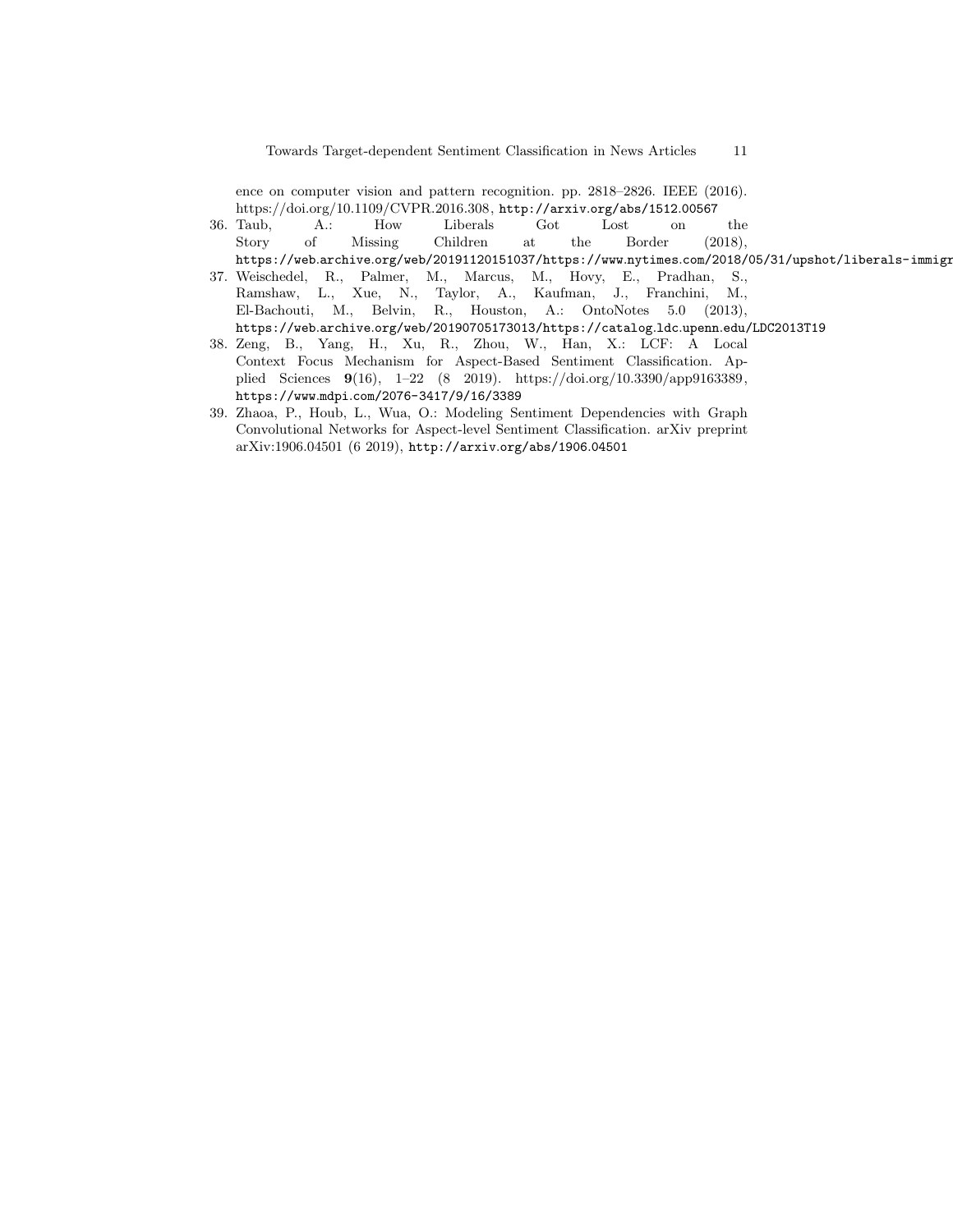ence on computer vision and pattern recognition. pp. 2818–2826. IEEE (2016). https://doi.org/10.1109/CVPR.2016.308, http://arxiv.org/abs/1512.00567

36. Taub, A.: How Liberals Got Lost on the Story of Missing Children at the Border (2018), https://web.archive.org/web/20191120151037/https://www.nytimes.com/2018/05/31/upshot/liberals-immigr
37. Weischedel, R., Palmer, M., Marcus, M., Hovy, E., Pradhan, S., Ramshaw, L., Xue, N., Taylor, A., Kaufman, J., Franchini, M., El-Bachouti, M., Belvin, R., Houston, A.: OntoNotes 5.0 (2013), https://web.archive.org/web/20190705173013/https://catalog.ldc.upenn.edu/LDC2013T19
38. Zeng, B., Yang, H., Xu, R., Zhou, W., Han, X.: LCF: A Local Context Focus Mechanism for Aspect-Based Sentiment Classification. Applied Sciences **9**(16), 1–22 (8 2019). https://doi.org/10.3390/app9163389, https://www.mdpi.com/2076-3417/9/16/3389
39. Zhaoa, P., Houb, L., Wua, O.: Modeling Sentiment Dependencies with Graph Convolutional Networks for Aspect-level Sentiment Classification. arXiv preprint arXiv:1906.04501 (6 2019), http://arxiv.org/abs/1906.04501